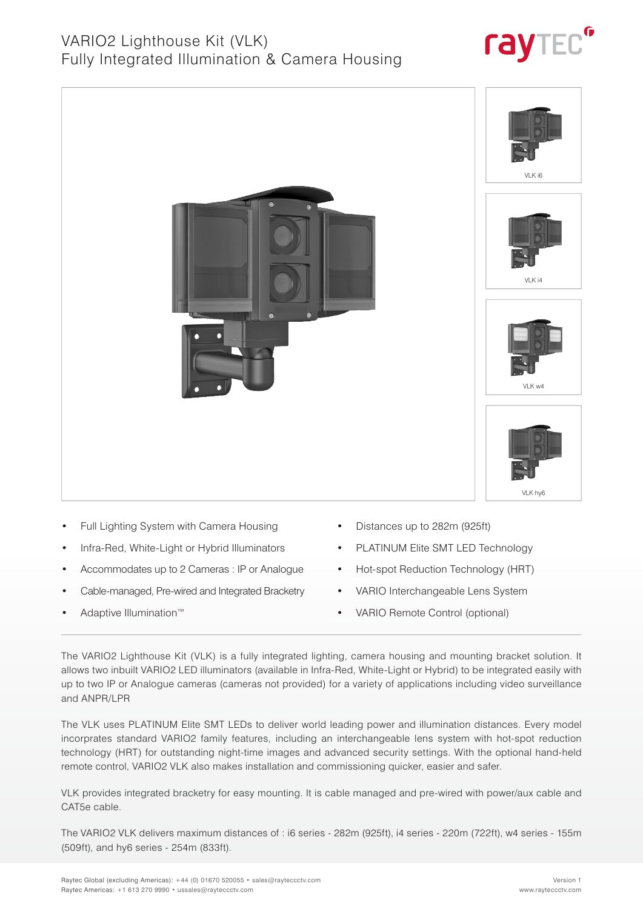# VARIO2 Lighthouse Kit (VLK)
## Fully Integrated Illumination & Camera Housing

VLK i6

VLK i4

VLK w4

VLK hy6

- Full Lighting System with Camera Housing
- Infra-Red, White-Light or Hybrid Illuminators
- Accommodates up to 2 Cameras : IP or Analogue
- Cable-managed, Pre-wired and Integrated Bracketry
- Adaptive Illumination™
- Distances up to 282m (925ft)
- PLATINUM Elite SMT LED Technology
- Hot-spot Reduction Technology (HRT)
- VARIO Interchangeable Lens System
- VARIO Remote Control (optional)

The VARIO2 Lighthouse Kit (VLK) is a fully integrated lighting, camera housing and mounting bracket solution. It allows two inbuilt VARIO2 LED illuminators (available in Infra-Red, White-Light or Hybrid) to be integrated easily with up to two IP or Analogue cameras (cameras not provided) for a variety of applications including video surveillance and ANPR/LPR

The VLK uses PLATINUM Elite SMT LEDs to deliver world leading power and illumination distances. Every model incorprates standard VARIO2 family features, including an interchangeable lens system with hot-spot reduction technology (HRT) for outstanding night-time images and advanced security settings. With the optional hand-held remote control, VARIO2 VLK also makes installation and commissioning quicker, easier and safer.

VLK provides integrated bracketry for easy mounting. It is cable managed and pre-wired with power/aux cable and CAT5e cable.

The VARIO2 VLK delivers maximum distances of : i6 series - 282m (925ft), i4 series - 220m (722ft), w4 series - 155m (509ft), and hy6 series - 254m (833ft).

Raytec Global (excluding Americas): +44 (0) 01670 520055 • sales@rayteccctv.com
Raytec Americas: +1 613 270 9990 • ussales@rayteccctv.com

Version 1
www.rayteccctv.com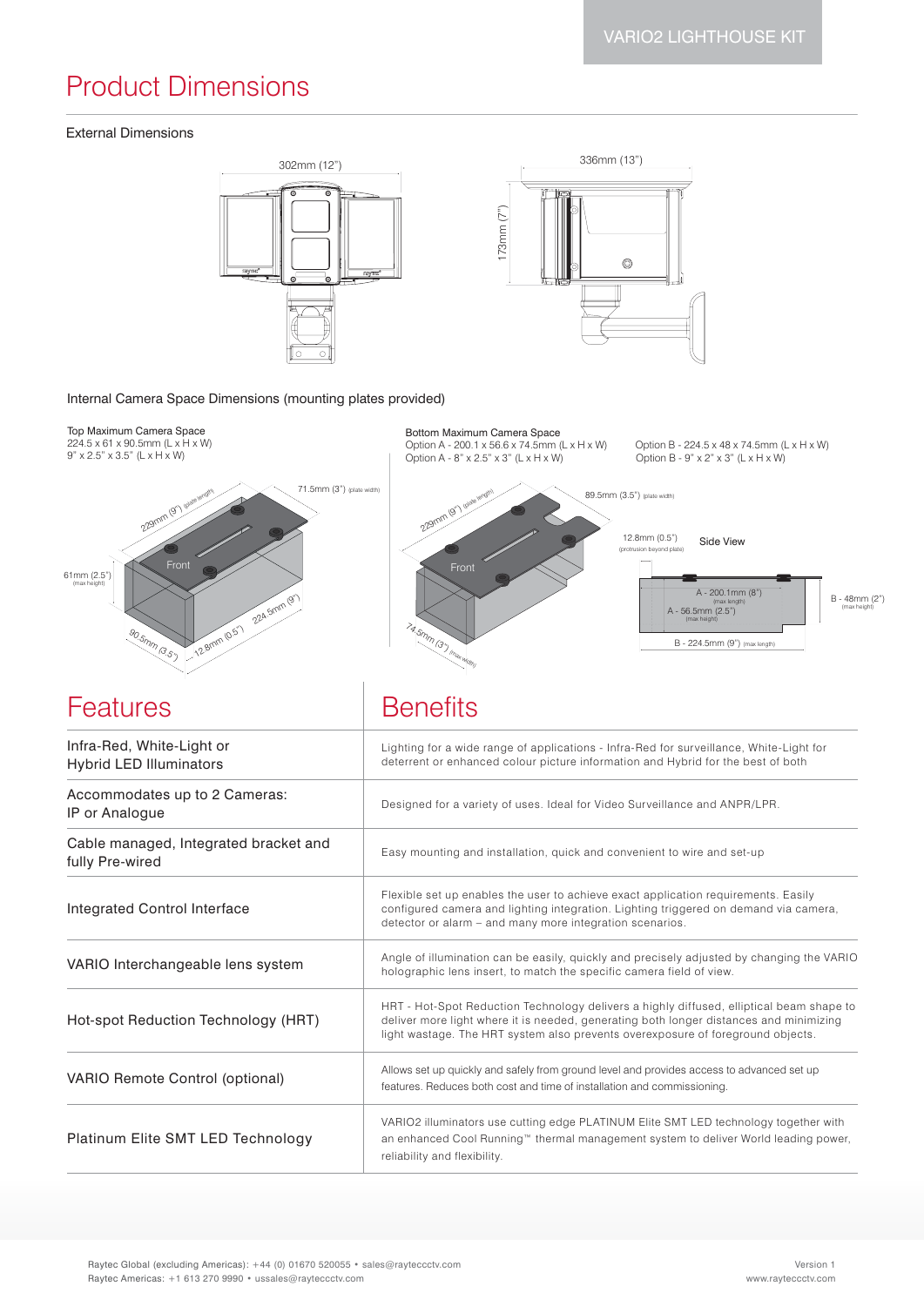# Product Dimensions

## External Dimensions

302mm (12")

336mm (13")

173mm (7")

## Internal Camera Space Dimensions (mounting plates provided)

**Top Maximum Camera Space**
224.5 x 61 x 90.5mm (L x H x W)
9" x 2.5" x 3.5" (L x H x W)

229mm (9") (plate length)

71.5mm (3") (plate width)

61mm (2.5") (max height)

Front

224.5mm (9")

12.8mm (0.5")

90.5mm (3.5")

**Bottom Maximum Camera Space**
Option A - 200.1 x 56.6 x 74.5mm (L x H x W)
Option A - 8" x 2.5" x 3" (L x H x W)

Option B - 224.5 x 48 x 74.5mm (L x H x W)
Option B - 9" x 2" x 3" (L x H x W)

229mm (9") (plate length)

89.5mm (3.5") (plate width)

Front

74.5mm (3") (max width)

12.8mm (0.5") (protrusion beyond plate)

Side View

A - 200.1mm (8") (max length)

A - 56.5mm (2.5") (max height)

B - 48mm (2") (max height)

B - 224.5mm (9") (max length)

| Features | Benefits |
|---|---|
| Infra-Red, White-Light or Hybrid LED Illuminators | Lighting for a wide range of applications - Infra-Red for surveillance, White-Light for deterrent or enhanced colour picture information and Hybrid for the best of both |
| Accommodates up to 2 Cameras: IP or Analogue | Designed for a variety of uses. Ideal for Video Surveillance and ANPR/LPR. |
| Cable managed, Integrated bracket and fully Pre-wired | Easy mounting and installation, quick and convenient to wire and set-up |
| Integrated Control Interface | Flexible set up enables the user to achieve exact application requirements. Easily configured camera and lighting integration. Lighting triggered on demand via camera, detector or alarm – and many more integration scenarios. |
| VARIO Interchangeable lens system | Angle of illumination can be easily, quickly and precisely adjusted by changing the VARIO holographic lens insert, to match the specific camera field of view. |
| Hot-spot Reduction Technology (HRT) | HRT - Hot-Spot Reduction Technology delivers a highly diffused, elliptical beam shape to deliver more light where it is needed, generating both longer distances and minimizing light wastage. The HRT system also prevents overexposure of foreground objects. |
| VARIO Remote Control (optional) | Allows set up quickly and safely from ground level and provides access to advanced set up features. Reduces both cost and time of installation and commissioning. |
| Platinum Elite SMT LED Technology | VARIO2 illuminators use cutting edge PLATINUM Elite SMT LED technology together with an enhanced Cool Running™ thermal management system to deliver World leading power, reliability and flexibility. |

Raytec Global (excluding Americas): +44 (0) 01670 520055 • sales@rayteccctv.com
Raytec Americas: +1 613 270 9990 • ussales@rayteccctv.com

Version 1
www.rayteccctv.com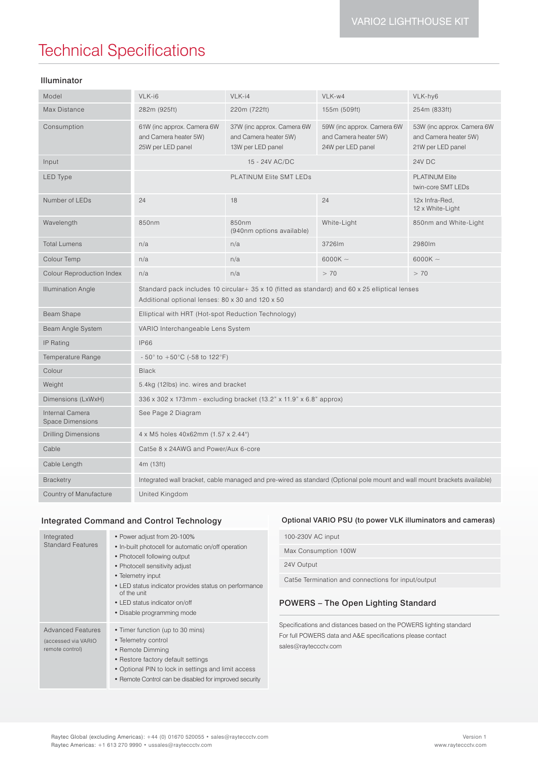VARIO2 LIGHTHOUSE KIT

# Technical Specifications

### Illuminator

| Model | VLK-i6 | VLK-i4 | VLK-w4 | VLK-hy6 |
|---|---|---|---|---|
| Max Distance | 282m (925ft) | 220m (722ft) | 155m (509ft) | 254m (833ft) |
| Consumption | 61W (inc approx. Camera 6W and Camera heater 5W) 25W per LED panel | 37W (inc approx. Camera 6W and Camera heater 5W) 13W per LED panel | 59W (inc approx. Camera 6W and Camera heater 5W) 24W per LED panel | 53W (inc approx. Camera 6W and Camera heater 5W) 21W per LED panel |
| Input | 15 - 24V AC/DC | | | 24V DC |
| LED Type | PLATINUM Elite SMT LEDs | | | PLATINUM Elite twin-core SMT LEDs |
| Number of LEDs | 24 | 18 | 24 | 12x Infra-Red, 12 x White-Light |
| Wavelength | 850nm | 850nm (940nm options available) | White-Light | 850nm and White-Light |
| Total Lumens | n/a | n/a | 3726lm | 2980lm |
| Colour Temp | n/a | n/a | 6000K ~ | 6000K ~ |
| Colour Reproduction Index | n/a | n/a | > 70 | > 70 |
| Illumination Angle | Standard pack includes 10 circular+ 35 x 10 (fitted as standard) and 60 x 25 elliptical lenses Additional optional lenses: 80 x 30 and 120 x 50 | | | |
| Beam Shape | Elliptical with HRT (Hot-spot Reduction Technology) | | | |
| Beam Angle System | VARIO Interchangeable Lens System | | | |
| IP Rating | IP66 | | | |
| Temperature Range | - 50° to +50°C (-58 to 122°F) | | | |
| Colour | Black | | | |
| Weight | 5.4kg (12lbs) inc. wires and bracket | | | |
| Dimensions (LxWxH) | 336 x 302 x 173mm - excluding bracket (13.2" x 11.9" x 6.8" approx) | | | |
| Internal Camera Space Dimensions | See Page 2 Diagram | | | |
| Drilling Dimensions | 4 x M5 holes 40x62mm (1.57 x 2.44") | | | |
| Cable | Cat5e 8 x 24AWG and Power/Aux 6-core | | | |
| Cable Length | 4m (13ft) | | | |
| Bracketry | Integrated wall bracket, cable managed and pre-wired as standard (Optional pole mount and wall mount brackets available) | | | |
| Country of Manufacture | United Kingdom | | | |

### Integrated Command and Control Technology

| Integrated Standard Features | • Power adjust from 20-100%<br>• In-built photocell for automatic on/off operation<br>• Photocell following output<br>• Photocell sensitivity adjust<br>• Telemetry input<br>• LED status indicator provides status on performance of the unit<br>• LED status indicator on/off<br>• Disable programming mode |
|---|---|
| Advanced Features (accessed via VARIO remote control) | • Timer function (up to 30 mins)<br>• Telemetry control<br>• Remote Dimming<br>• Restore factory default settings<br>• Optional PIN to lock in settings and limit access<br>• Remote Control can be disabled for improved security |

### Optional VARIO PSU (to power VLK illuminators and cameras)

| |
|---|
| 100-230V AC input |
| Max Consumption 100W |
| 24V Output |
| Cat5e Termination and connections for input/output |

### POWERS – The Open Lighting Standard

Specifications and distances based on the POWERS lighting standard
For full POWERS data and A&E specifications please contact
sales@rayteccctv.com

Raytec Global (excluding Americas): +44 (0) 01670 520055 • sales@rayteccctv.com
Raytec Americas: +1 613 270 9990 • ussales@rayteccctv.com

Version 1
www.rayteccctv.com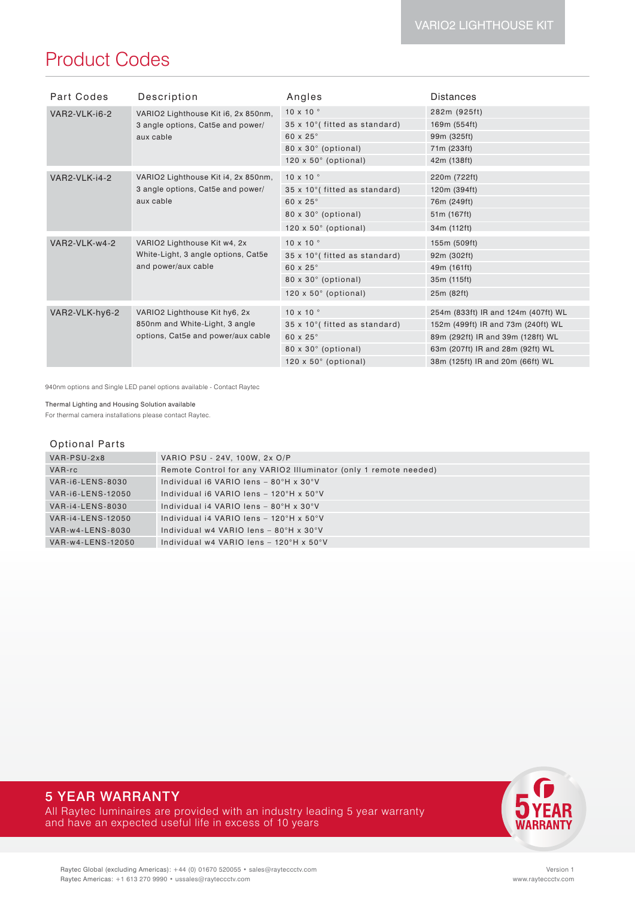# Product Codes

| Part Codes | Description | Angles | Distances |
|---|---|---|---|
| VAR2-VLK-i6-2 | VARIO2 Lighthouse Kit i6, 2x 850nm, 3 angle options, Cat5e and power/ aux cable | 10 x 10 ° | 282m (925ft) |
| | | 35 x 10°( fitted as standard) | 169m (554ft) |
| | | 60 x 25° | 99m (325ft) |
| | | 80 x 30° (optional) | 71m (233ft) |
| | | 120 x 50° (optional) | 42m (138ft) |
| VAR2-VLK-i4-2 | VARIO2 Lighthouse Kit i4, 2x 850nm, 3 angle options, Cat5e and power/ aux cable | 10 x 10 ° | 220m (722ft) |
| | | 35 x 10°( fitted as standard) | 120m (394ft) |
| | | 60 x 25° | 76m (249ft) |
| | | 80 x 30° (optional) | 51m (167ft) |
| | | 120 x 50° (optional) | 34m (112ft) |
| VAR2-VLK-w4-2 | VARIO2 Lighthouse Kit w4, 2x White-Light, 3 angle options, Cat5e and power/aux cable | 10 x 10 ° | 155m (509ft) |
| | | 35 x 10°( fitted as standard) | 92m (302ft) |
| | | 60 x 25° | 49m (161ft) |
| | | 80 x 30° (optional) | 35m (115ft) |
| | | 120 x 50° (optional) | 25m (82ft) |
| VAR2-VLK-hy6-2 | VARIO2 Lighthouse Kit hy6, 2x 850nm and White-Light, 3 angle options, Cat5e and power/aux cable | 10 x 10 ° | 254m (833ft) IR and 124m (407ft) WL |
| | | 35 x 10°( fitted as standard) | 152m (499ft) IR and 73m (240ft) WL |
| | | 60 x 25° | 89m (292ft) IR and 39m (128ft) WL |
| | | 80 x 30° (optional) | 63m (207ft) IR and 28m (92ft) WL |
| | | 120 x 50° (optional) | 38m (125ft) IR and 20m (66ft) WL |

940nm options and Single LED panel options available - Contact Raytec

Thermal Lighting and Housing Solution available

For thermal camera installations please contact Raytec.

## Optional Parts

| | |
|---|---|
| VAR-PSU-2x8 | VARIO PSU - 24V, 100W, 2x O/P |
| VAR-rc | Remote Control for any VARIO2 Illuminator (only 1 remote needed) |
| VAR-i6-LENS-8030 | Individual i6 VARIO lens – 80°H x 30°V |
| VAR-i6-LENS-12050 | Individual i6 VARIO lens – 120°H x 50°V |
| VAR-i4-LENS-8030 | Individual i4 VARIO lens – 80°H x 30°V |
| VAR-i4-LENS-12050 | Individual i4 VARIO lens – 120°H x 50°V |
| VAR-w4-LENS-8030 | Individual w4 VARIO lens – 80°H x 30°V |
| VAR-w4-LENS-12050 | Individual w4 VARIO lens – 120°H x 50°V |

## 5 YEAR WARRANTY

All Raytec luminaires are provided with an industry leading 5 year warranty and have an expected useful life in excess of 10 years

5 YEAR WARRANTY

Raytec Global (excluding Americas): +44 (0) 01670 520055 • sales@rayteccctv.com
Raytec Americas: +1 613 270 9990 • ussales@rayteccctv.com

Version 1
www.rayteccctv.com